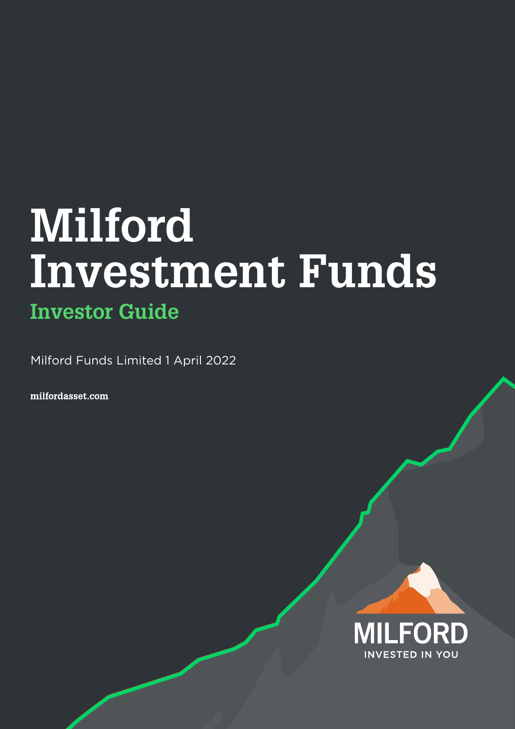# Milford Investment Funds

## Investor Guide

Milford Funds Limited 1 April 2022

milfordasset.com

MILFORD

INVESTED IN YOU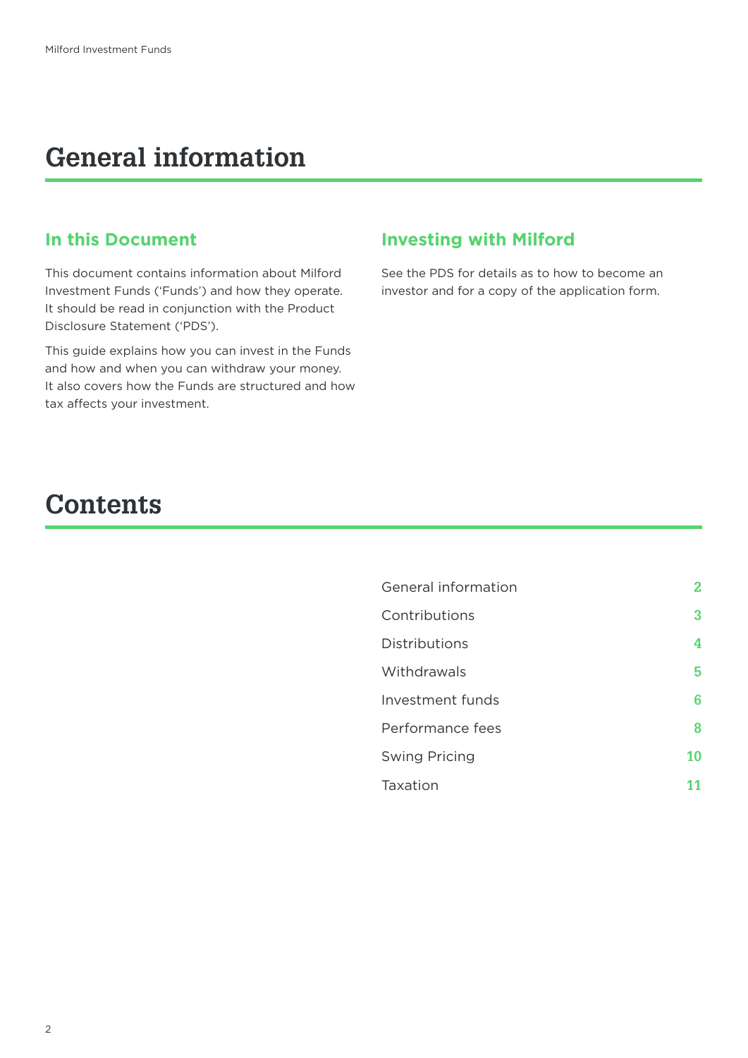# General information

## In this Document

This document contains information about Milford Investment Funds ('Funds') and how they operate. It should be read in conjunction with the Product Disclosure Statement ('PDS').

This guide explains how you can invest in the Funds and how and when you can withdraw your money. It also covers how the Funds are structured and how tax affects your investment.

## Investing with Milford

See the PDS for details as to how to become an investor and for a copy of the application form.

# Contents

| | |
|---|---|
| General information | 2 |
| Contributions | 3 |
| Distributions | 4 |
| Withdrawals | 5 |
| Investment funds | 6 |
| Performance fees | 8 |
| Swing Pricing | 10 |
| Taxation | 11 |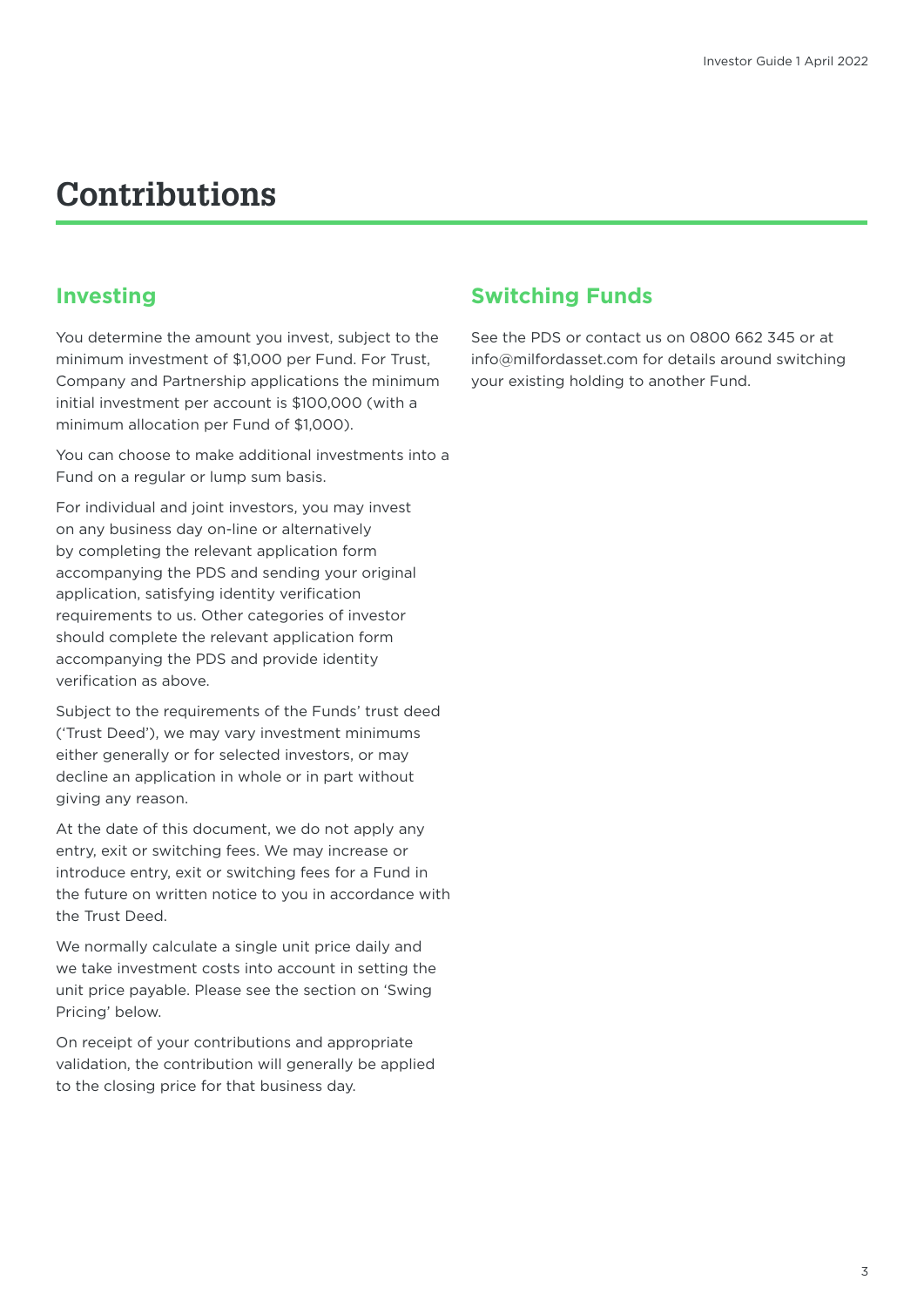# Contributions

## Investing

You determine the amount you invest, subject to the minimum investment of $1,000 per Fund. For Trust, Company and Partnership applications the minimum initial investment per account is $100,000 (with a minimum allocation per Fund of $1,000).

You can choose to make additional investments into a Fund on a regular or lump sum basis.

For individual and joint investors, you may invest on any business day on-line or alternatively by completing the relevant application form accompanying the PDS and sending your original application, satisfying identity verification requirements to us. Other categories of investor should complete the relevant application form accompanying the PDS and provide identity verification as above.

Subject to the requirements of the Funds' trust deed ('Trust Deed'), we may vary investment minimums either generally or for selected investors, or may decline an application in whole or in part without giving any reason.

At the date of this document, we do not apply any entry, exit or switching fees. We may increase or introduce entry, exit or switching fees for a Fund in the future on written notice to you in accordance with the Trust Deed.

We normally calculate a single unit price daily and we take investment costs into account in setting the unit price payable. Please see the section on 'Swing Pricing' below.

On receipt of your contributions and appropriate validation, the contribution will generally be applied to the closing price for that business day.

## Switching Funds

See the PDS or contact us on 0800 662 345 or at info@milfordasset.com for details around switching your existing holding to another Fund.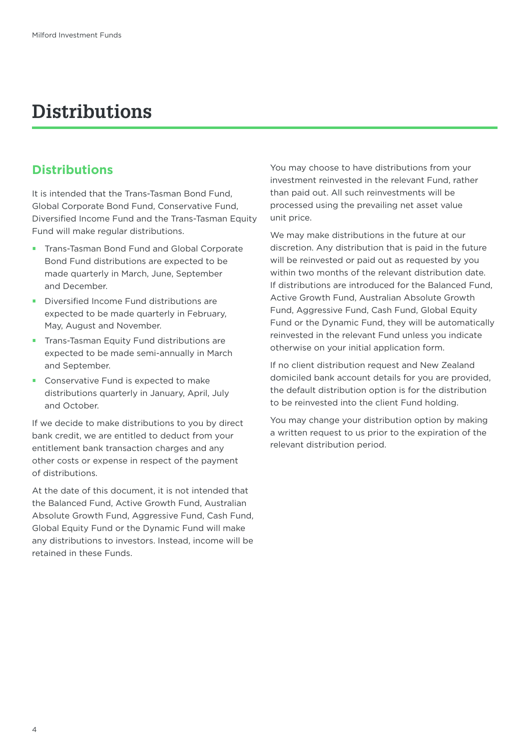# Distributions

## Distributions

It is intended that the Trans-Tasman Bond Fund, Global Corporate Bond Fund, Conservative Fund, Diversified Income Fund and the Trans-Tasman Equity Fund will make regular distributions.

- Trans-Tasman Bond Fund and Global Corporate Bond Fund distributions are expected to be made quarterly in March, June, September and December.
- Diversified Income Fund distributions are expected to be made quarterly in February, May, August and November.
- Trans-Tasman Equity Fund distributions are expected to be made semi-annually in March and September.
- Conservative Fund is expected to make distributions quarterly in January, April, July and October.

If we decide to make distributions to you by direct bank credit, we are entitled to deduct from your entitlement bank transaction charges and any other costs or expense in respect of the payment of distributions.

At the date of this document, it is not intended that the Balanced Fund, Active Growth Fund, Australian Absolute Growth Fund, Aggressive Fund, Cash Fund, Global Equity Fund or the Dynamic Fund will make any distributions to investors. Instead, income will be retained in these Funds.

You may choose to have distributions from your investment reinvested in the relevant Fund, rather than paid out. All such reinvestments will be processed using the prevailing net asset value unit price.

We may make distributions in the future at our discretion. Any distribution that is paid in the future will be reinvested or paid out as requested by you within two months of the relevant distribution date. If distributions are introduced for the Balanced Fund, Active Growth Fund, Australian Absolute Growth Fund, Aggressive Fund, Cash Fund, Global Equity Fund or the Dynamic Fund, they will be automatically reinvested in the relevant Fund unless you indicate otherwise on your initial application form.

If no client distribution request and New Zealand domiciled bank account details for you are provided, the default distribution option is for the distribution to be reinvested into the client Fund holding.

You may change your distribution option by making a written request to us prior to the expiration of the relevant distribution period.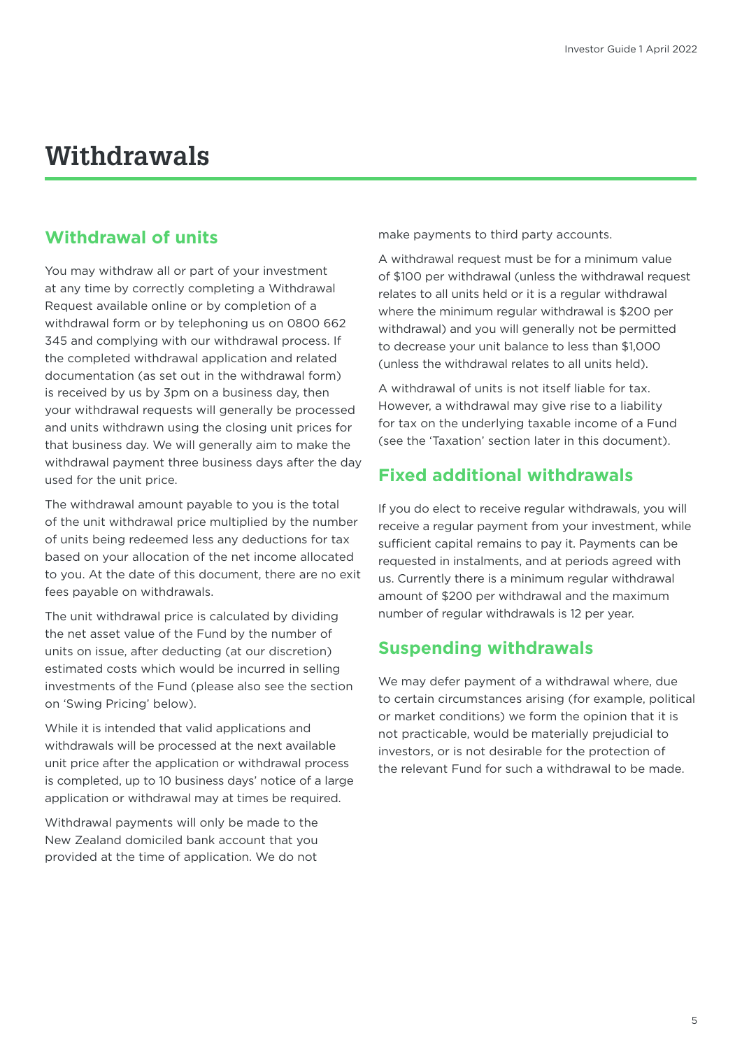# Withdrawals

## Withdrawal of units

You may withdraw all or part of your investment at any time by correctly completing a Withdrawal Request available online or by completion of a withdrawal form or by telephoning us on 0800 662 345 and complying with our withdrawal process. If the completed withdrawal application and related documentation (as set out in the withdrawal form) is received by us by 3pm on a business day, then your withdrawal requests will generally be processed and units withdrawn using the closing unit prices for that business day. We will generally aim to make the withdrawal payment three business days after the day used for the unit price.

The withdrawal amount payable to you is the total of the unit withdrawal price multiplied by the number of units being redeemed less any deductions for tax based on your allocation of the net income allocated to you. At the date of this document, there are no exit fees payable on withdrawals.

The unit withdrawal price is calculated by dividing the net asset value of the Fund by the number of units on issue, after deducting (at our discretion) estimated costs which would be incurred in selling investments of the Fund (please also see the section on 'Swing Pricing' below).

While it is intended that valid applications and withdrawals will be processed at the next available unit price after the application or withdrawal process is completed, up to 10 business days' notice of a large application or withdrawal may at times be required.

Withdrawal payments will only be made to the New Zealand domiciled bank account that you provided at the time of application. We do not make payments to third party accounts.

A withdrawal request must be for a minimum value of $100 per withdrawal (unless the withdrawal request relates to all units held or it is a regular withdrawal where the minimum regular withdrawal is $200 per withdrawal) and you will generally not be permitted to decrease your unit balance to less than $1,000 (unless the withdrawal relates to all units held).

A withdrawal of units is not itself liable for tax. However, a withdrawal may give rise to a liability for tax on the underlying taxable income of a Fund (see the 'Taxation' section later in this document).

## Fixed additional withdrawals

If you do elect to receive regular withdrawals, you will receive a regular payment from your investment, while sufficient capital remains to pay it. Payments can be requested in instalments, and at periods agreed with us. Currently there is a minimum regular withdrawal amount of $200 per withdrawal and the maximum number of regular withdrawals is 12 per year.

## Suspending withdrawals

We may defer payment of a withdrawal where, due to certain circumstances arising (for example, political or market conditions) we form the opinion that it is not practicable, would be materially prejudicial to investors, or is not desirable for the protection of the relevant Fund for such a withdrawal to be made.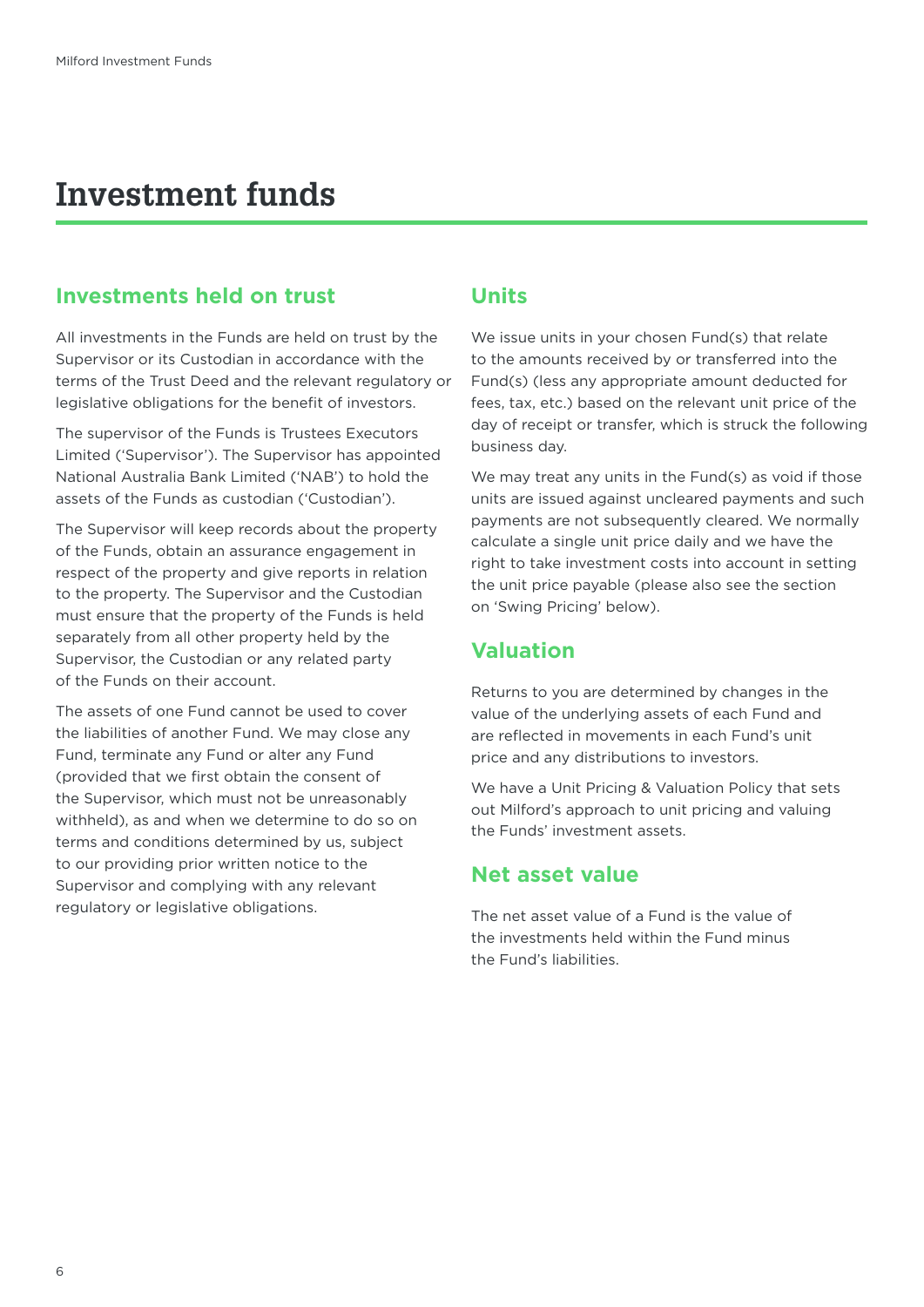# Investment funds

## Investments held on trust

All investments in the Funds are held on trust by the Supervisor or its Custodian in accordance with the terms of the Trust Deed and the relevant regulatory or legislative obligations for the benefit of investors.

The supervisor of the Funds is Trustees Executors Limited ('Supervisor'). The Supervisor has appointed National Australia Bank Limited ('NAB') to hold the assets of the Funds as custodian ('Custodian').

The Supervisor will keep records about the property of the Funds, obtain an assurance engagement in respect of the property and give reports in relation to the property. The Supervisor and the Custodian must ensure that the property of the Funds is held separately from all other property held by the Supervisor, the Custodian or any related party of the Funds on their account.

The assets of one Fund cannot be used to cover the liabilities of another Fund. We may close any Fund, terminate any Fund or alter any Fund (provided that we first obtain the consent of the Supervisor, which must not be unreasonably withheld), as and when we determine to do so on terms and conditions determined by us, subject to our providing prior written notice to the Supervisor and complying with any relevant regulatory or legislative obligations.

## Units

We issue units in your chosen Fund(s) that relate to the amounts received by or transferred into the Fund(s) (less any appropriate amount deducted for fees, tax, etc.) based on the relevant unit price of the day of receipt or transfer, which is struck the following business day.

We may treat any units in the Fund(s) as void if those units are issued against uncleared payments and such payments are not subsequently cleared. We normally calculate a single unit price daily and we have the right to take investment costs into account in setting the unit price payable (please also see the section on 'Swing Pricing' below).

## Valuation

Returns to you are determined by changes in the value of the underlying assets of each Fund and are reflected in movements in each Fund's unit price and any distributions to investors.

We have a Unit Pricing & Valuation Policy that sets out Milford's approach to unit pricing and valuing the Funds' investment assets.

## Net asset value

The net asset value of a Fund is the value of the investments held within the Fund minus the Fund's liabilities.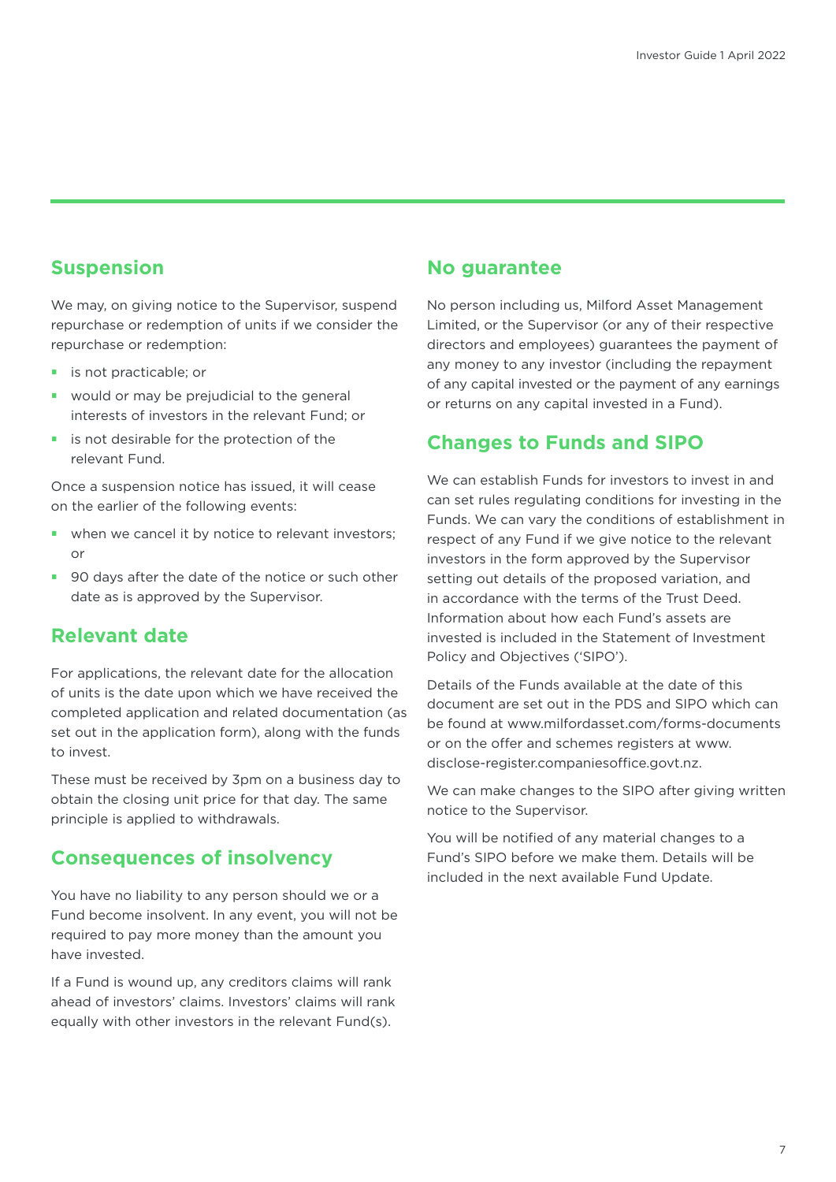## Suspension

We may, on giving notice to the Supervisor, suspend repurchase or redemption of units if we consider the repurchase or redemption:

- is not practicable; or
- would or may be prejudicial to the general interests of investors in the relevant Fund; or
- is not desirable for the protection of the relevant Fund.

Once a suspension notice has issued, it will cease on the earlier of the following events:

- when we cancel it by notice to relevant investors; or
- 90 days after the date of the notice or such other date as is approved by the Supervisor.

## Relevant date

For applications, the relevant date for the allocation of units is the date upon which we have received the completed application and related documentation (as set out in the application form), along with the funds to invest.

These must be received by 3pm on a business day to obtain the closing unit price for that day. The same principle is applied to withdrawals.

## Consequences of insolvency

You have no liability to any person should we or a Fund become insolvent. In any event, you will not be required to pay more money than the amount you have invested.

If a Fund is wound up, any creditors claims will rank ahead of investors' claims. Investors' claims will rank equally with other investors in the relevant Fund(s).

## No guarantee

No person including us, Milford Asset Management Limited, or the Supervisor (or any of their respective directors and employees) guarantees the payment of any money to any investor (including the repayment of any capital invested or the payment of any earnings or returns on any capital invested in a Fund).

## Changes to Funds and SIPO

We can establish Funds for investors to invest in and can set rules regulating conditions for investing in the Funds. We can vary the conditions of establishment in respect of any Fund if we give notice to the relevant investors in the form approved by the Supervisor setting out details of the proposed variation, and in accordance with the terms of the Trust Deed. Information about how each Fund's assets are invested is included in the Statement of Investment Policy and Objectives ('SIPO').

Details of the Funds available at the date of this document are set out in the PDS and SIPO which can be found at www.milfordasset.com/forms-documents or on the offer and schemes registers at www.disclose-register.companiesoffice.govt.nz.

We can make changes to the SIPO after giving written notice to the Supervisor.

You will be notified of any material changes to a Fund's SIPO before we make them. Details will be included in the next available Fund Update.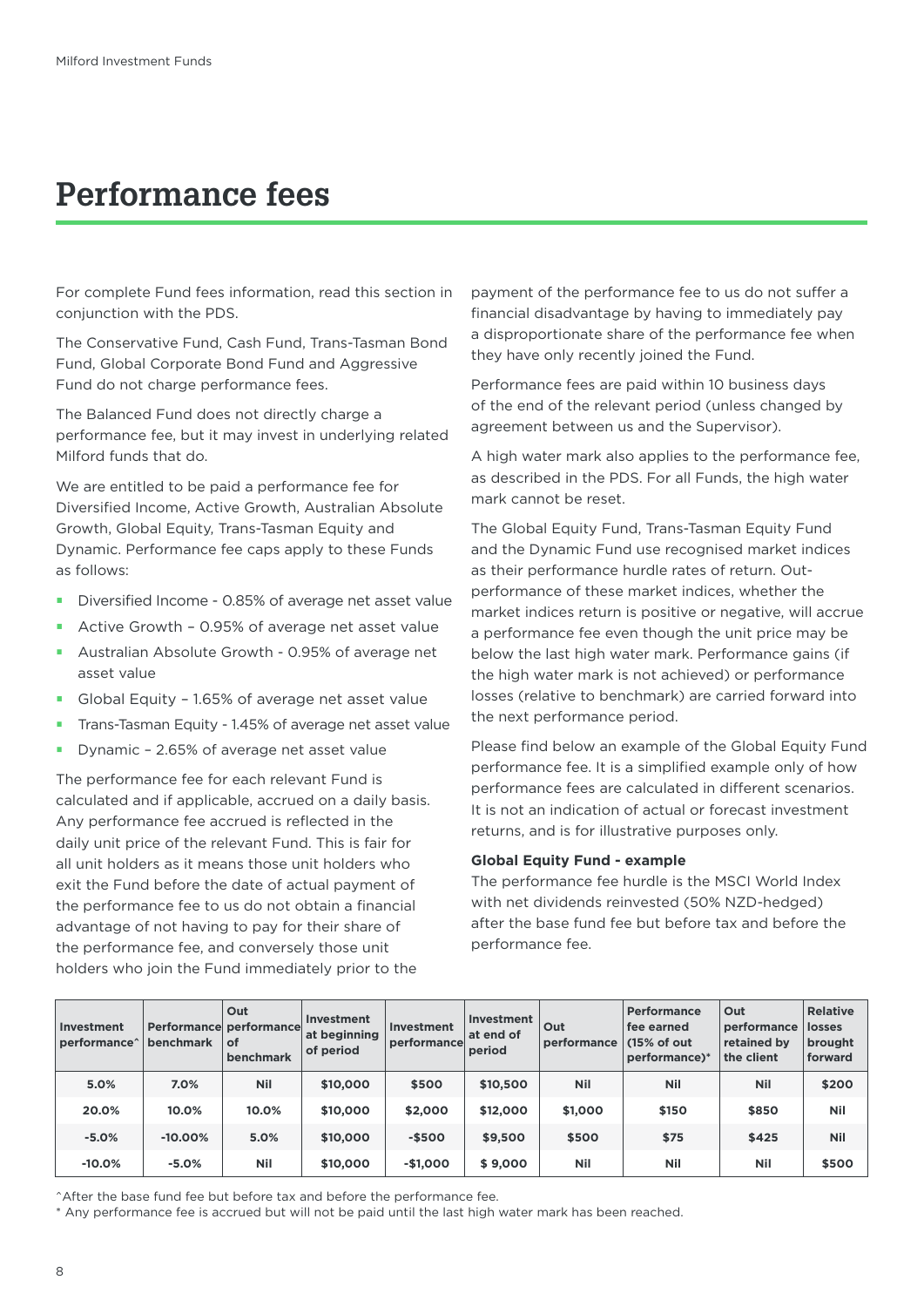# Performance fees

For complete Fund fees information, read this section in conjunction with the PDS.

The Conservative Fund, Cash Fund, Trans-Tasman Bond Fund, Global Corporate Bond Fund and Aggressive Fund do not charge performance fees.

The Balanced Fund does not directly charge a performance fee, but it may invest in underlying related Milford funds that do.

We are entitled to be paid a performance fee for Diversified Income, Active Growth, Australian Absolute Growth, Global Equity, Trans-Tasman Equity and Dynamic. Performance fee caps apply to these Funds as follows:

- Diversified Income - 0.85% of average net asset value
- Active Growth – 0.95% of average net asset value
- Australian Absolute Growth - 0.95% of average net asset value
- Global Equity – 1.65% of average net asset value
- Trans-Tasman Equity - 1.45% of average net asset value
- Dynamic – 2.65% of average net asset value

The performance fee for each relevant Fund is calculated and if applicable, accrued on a daily basis. Any performance fee accrued is reflected in the daily unit price of the relevant Fund. This is fair for all unit holders as it means those unit holders who exit the Fund before the date of actual payment of the performance fee to us do not obtain a financial advantage of not having to pay for their share of the performance fee, and conversely those unit holders who join the Fund immediately prior to the payment of the performance fee to us do not suffer a financial disadvantage by having to immediately pay a disproportionate share of the performance fee when they have only recently joined the Fund.

Performance fees are paid within 10 business days of the end of the relevant period (unless changed by agreement between us and the Supervisor).

A high water mark also applies to the performance fee, as described in the PDS. For all Funds, the high water mark cannot be reset.

The Global Equity Fund, Trans-Tasman Equity Fund and the Dynamic Fund use recognised market indices as their performance hurdle rates of return. Out-performance of these market indices, whether the market indices return is positive or negative, will accrue a performance fee even though the unit price may be below the last high water mark. Performance gains (if the high water mark is not achieved) or performance losses (relative to benchmark) are carried forward into the next performance period.

Please find below an example of the Global Equity Fund performance fee. It is a simplified example only of how performance fees are calculated in different scenarios. It is not an indication of actual or forecast investment returns, and is for illustrative purposes only.

**Global Equity Fund - example**

The performance fee hurdle is the MSCI World Index with net dividends reinvested (50% NZD-hedged) after the base fund fee but before tax and before the performance fee.

| Investment performance^ | Performance benchmark | Out performance of benchmark | Investment at beginning of period | Investment performance | Investment at end of period | Out performance | Performance fee earned (15% of out performance)* | Out performance retained by the client | Relative losses brought forward |
|---|---|---|---|---|---|---|---|---|---|
| 5.0% | 7.0% | Nil | $10,000 | $500 | $10,500 | Nil | Nil | Nil | $200 |
| 20.0% | 10.0% | 10.0% | $10,000 | $2,000 | $12,000 | $1,000 | $150 | $850 | Nil |
| -5.0% | -10.00% | 5.0% | $10,000 | -$500 | $9,500 | $500 | $75 | $425 | Nil |
| -10.0% | -5.0% | Nil | $10,000 | -$1,000 | $ 9,000 | Nil | Nil | Nil | $500 |

^After the base fund fee but before tax and before the performance fee.

\* Any performance fee is accrued but will not be paid until the last high water mark has been reached.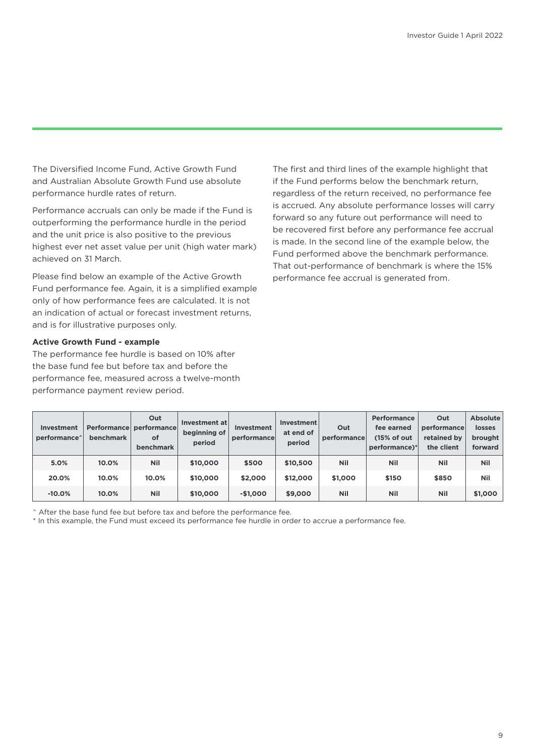The Diversified Income Fund, Active Growth Fund and Australian Absolute Growth Fund use absolute performance hurdle rates of return.

Performance accruals can only be made if the Fund is outperforming the performance hurdle in the period and the unit price is also positive to the previous highest ever net asset value per unit (high water mark) achieved on 31 March.

Please find below an example of the Active Growth Fund performance fee. Again, it is a simplified example only of how performance fees are calculated. It is not an indication of actual or forecast investment returns, and is for illustrative purposes only.

**Active Growth Fund - example**

The performance fee hurdle is based on 10% after the base fund fee but before tax and before the performance fee, measured across a twelve-month performance payment review period.

The first and third lines of the example highlight that if the Fund performs below the benchmark return, regardless of the return received, no performance fee is accrued. Any absolute performance losses will carry forward so any future out performance will need to be recovered first before any performance fee accrual is made. In the second line of the example below, the Fund performed above the benchmark performance. That out-performance of benchmark is where the 15% performance fee accrual is generated from.

| Investment performance^ | Performance benchmark | Out performance of benchmark | Investment at beginning of period | Investment performance | Investment at end of period | Out performance | Performance fee earned (15% of out performance)* | Out performance retained by the client | Absolute losses brought forward |
|---|---|---|---|---|---|---|---|---|---|
| 5.0% | 10.0% | Nil | $10,000 | $500 | $10,500 | Nil | Nil | Nil | Nil |
| 20.0% | 10.0% | 10.0% | $10,000 | $2,000 | $12,000 | $1,000 | $150 | $850 | Nil |
| -10.0% | 10.0% | Nil | $10,000 | -$1,000 | $9,000 | Nil | Nil | Nil | $1,000 |

^ After the base fund fee but before tax and before the performance fee.

* In this example, the Fund must exceed its performance fee hurdle in order to accrue a performance fee.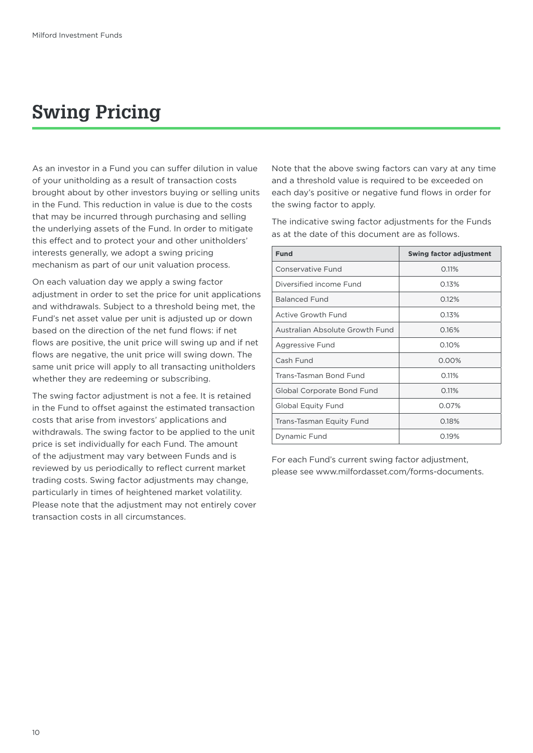# Swing Pricing

As an investor in a Fund you can suffer dilution in value of your unitholding as a result of transaction costs brought about by other investors buying or selling units in the Fund. This reduction in value is due to the costs that may be incurred through purchasing and selling the underlying assets of the Fund. In order to mitigate this effect and to protect your and other unitholders' interests generally, we adopt a swing pricing mechanism as part of our unit valuation process.

On each valuation day we apply a swing factor adjustment in order to set the price for unit applications and withdrawals. Subject to a threshold being met, the Fund's net asset value per unit is adjusted up or down based on the direction of the net fund flows: if net flows are positive, the unit price will swing up and if net flows are negative, the unit price will swing down. The same unit price will apply to all transacting unitholders whether they are redeeming or subscribing.

The swing factor adjustment is not a fee. It is retained in the Fund to offset against the estimated transaction costs that arise from investors' applications and withdrawals. The swing factor to be applied to the unit price is set individually for each Fund. The amount of the adjustment may vary between Funds and is reviewed by us periodically to reflect current market trading costs. Swing factor adjustments may change, particularly in times of heightened market volatility. Please note that the adjustment may not entirely cover transaction costs in all circumstances.

Note that the above swing factors can vary at any time and a threshold value is required to be exceeded on each day's positive or negative fund flows in order for the swing factor to apply.

The indicative swing factor adjustments for the Funds as at the date of this document are as follows.

| Fund | Swing factor adjustment |
|---|---|
| Conservative Fund | 0.11% |
| Diversified income Fund | 0.13% |
| Balanced Fund | 0.12% |
| Active Growth Fund | 0.13% |
| Australian Absolute Growth Fund | 0.16% |
| Aggressive Fund | 0.10% |
| Cash Fund | 0.00% |
| Trans-Tasman Bond Fund | 0.11% |
| Global Corporate Bond Fund | 0.11% |
| Global Equity Fund | 0.07% |
| Trans-Tasman Equity Fund | 0.18% |
| Dynamic Fund | 0.19% |

For each Fund's current swing factor adjustment, please see www.milfordasset.com/forms-documents.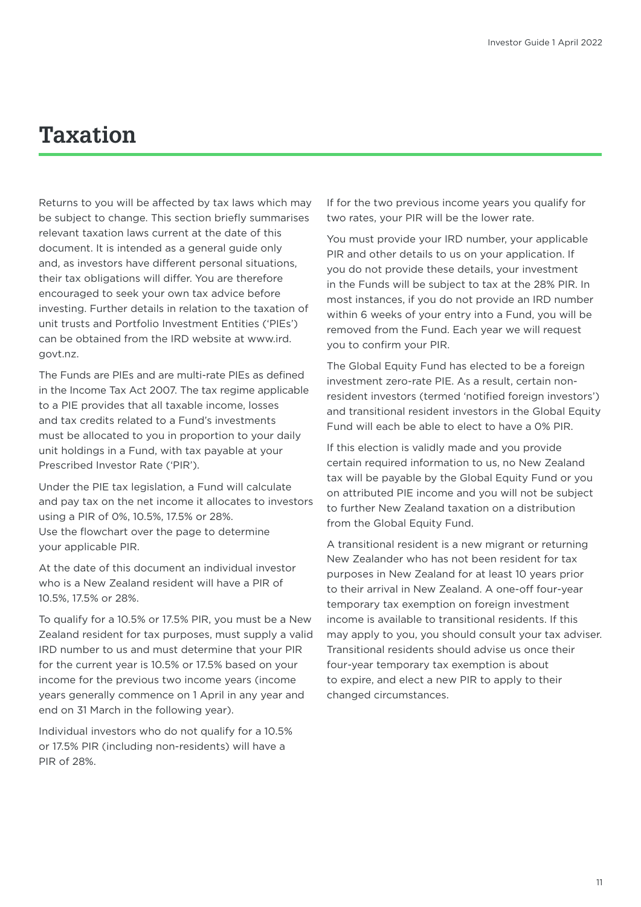# Taxation

Returns to you will be affected by tax laws which may be subject to change. This section briefly summarises relevant taxation laws current at the date of this document. It is intended as a general guide only and, as investors have different personal situations, their tax obligations will differ. You are therefore encouraged to seek your own tax advice before investing. Further details in relation to the taxation of unit trusts and Portfolio Investment Entities ('PIEs') can be obtained from the IRD website at www.ird.govt.nz.

The Funds are PIEs and are multi-rate PIEs as defined in the Income Tax Act 2007. The tax regime applicable to a PIE provides that all taxable income, losses and tax credits related to a Fund's investments must be allocated to you in proportion to your daily unit holdings in a Fund, with tax payable at your Prescribed Investor Rate ('PIR').

Under the PIE tax legislation, a Fund will calculate and pay tax on the net income it allocates to investors using a PIR of 0%, 10.5%, 17.5% or 28%. Use the flowchart over the page to determine your applicable PIR.

At the date of this document an individual investor who is a New Zealand resident will have a PIR of 10.5%, 17.5% or 28%.

To qualify for a 10.5% or 17.5% PIR, you must be a New Zealand resident for tax purposes, must supply a valid IRD number to us and must determine that your PIR for the current year is 10.5% or 17.5% based on your income for the previous two income years (income years generally commence on 1 April in any year and end on 31 March in the following year).

Individual investors who do not qualify for a 10.5% or 17.5% PIR (including non-residents) will have a PIR of 28%.

If for the two previous income years you qualify for two rates, your PIR will be the lower rate.

You must provide your IRD number, your applicable PIR and other details to us on your application. If you do not provide these details, your investment in the Funds will be subject to tax at the 28% PIR. In most instances, if you do not provide an IRD number within 6 weeks of your entry into a Fund, you will be removed from the Fund. Each year we will request you to confirm your PIR.

The Global Equity Fund has elected to be a foreign investment zero-rate PIE. As a result, certain non-resident investors (termed 'notified foreign investors') and transitional resident investors in the Global Equity Fund will each be able to elect to have a 0% PIR.

If this election is validly made and you provide certain required information to us, no New Zealand tax will be payable by the Global Equity Fund or you on attributed PIE income and you will not be subject to further New Zealand taxation on a distribution from the Global Equity Fund.

A transitional resident is a new migrant or returning New Zealander who has not been resident for tax purposes in New Zealand for at least 10 years prior to their arrival in New Zealand. A one-off four-year temporary tax exemption on foreign investment income is available to transitional residents. If this may apply to you, you should consult your tax adviser. Transitional residents should advise us once their four-year temporary tax exemption is about to expire, and elect a new PIR to apply to their changed circumstances.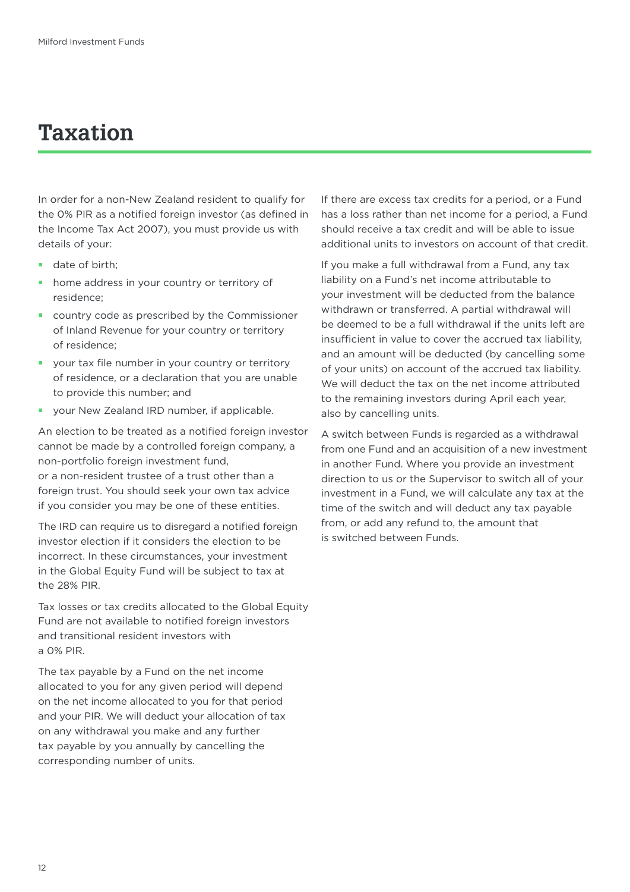# Taxation

In order for a non-New Zealand resident to qualify for the 0% PIR as a notified foreign investor (as defined in the Income Tax Act 2007), you must provide us with details of your:

- date of birth;
- home address in your country or territory of residence;
- country code as prescribed by the Commissioner of Inland Revenue for your country or territory of residence;
- your tax file number in your country or territory of residence, or a declaration that you are unable to provide this number; and
- your New Zealand IRD number, if applicable.

An election to be treated as a notified foreign investor cannot be made by a controlled foreign company, a non-portfolio foreign investment fund, or a non-resident trustee of a trust other than a foreign trust. You should seek your own tax advice if you consider you may be one of these entities.

The IRD can require us to disregard a notified foreign investor election if it considers the election to be incorrect. In these circumstances, your investment in the Global Equity Fund will be subject to tax at the 28% PIR.

Tax losses or tax credits allocated to the Global Equity Fund are not available to notified foreign investors and transitional resident investors with a 0% PIR.

The tax payable by a Fund on the net income allocated to you for any given period will depend on the net income allocated to you for that period and your PIR. We will deduct your allocation of tax on any withdrawal you make and any further tax payable by you annually by cancelling the corresponding number of units.

If there are excess tax credits for a period, or a Fund has a loss rather than net income for a period, a Fund should receive a tax credit and will be able to issue additional units to investors on account of that credit.

If you make a full withdrawal from a Fund, any tax liability on a Fund's net income attributable to your investment will be deducted from the balance withdrawn or transferred. A partial withdrawal will be deemed to be a full withdrawal if the units left are insufficient in value to cover the accrued tax liability, and an amount will be deducted (by cancelling some of your units) on account of the accrued tax liability. We will deduct the tax on the net income attributed to the remaining investors during April each year, also by cancelling units.

A switch between Funds is regarded as a withdrawal from one Fund and an acquisition of a new investment in another Fund. Where you provide an investment direction to us or the Supervisor to switch all of your investment in a Fund, we will calculate any tax at the time of the switch and will deduct any tax payable from, or add any refund to, the amount that is switched between Funds.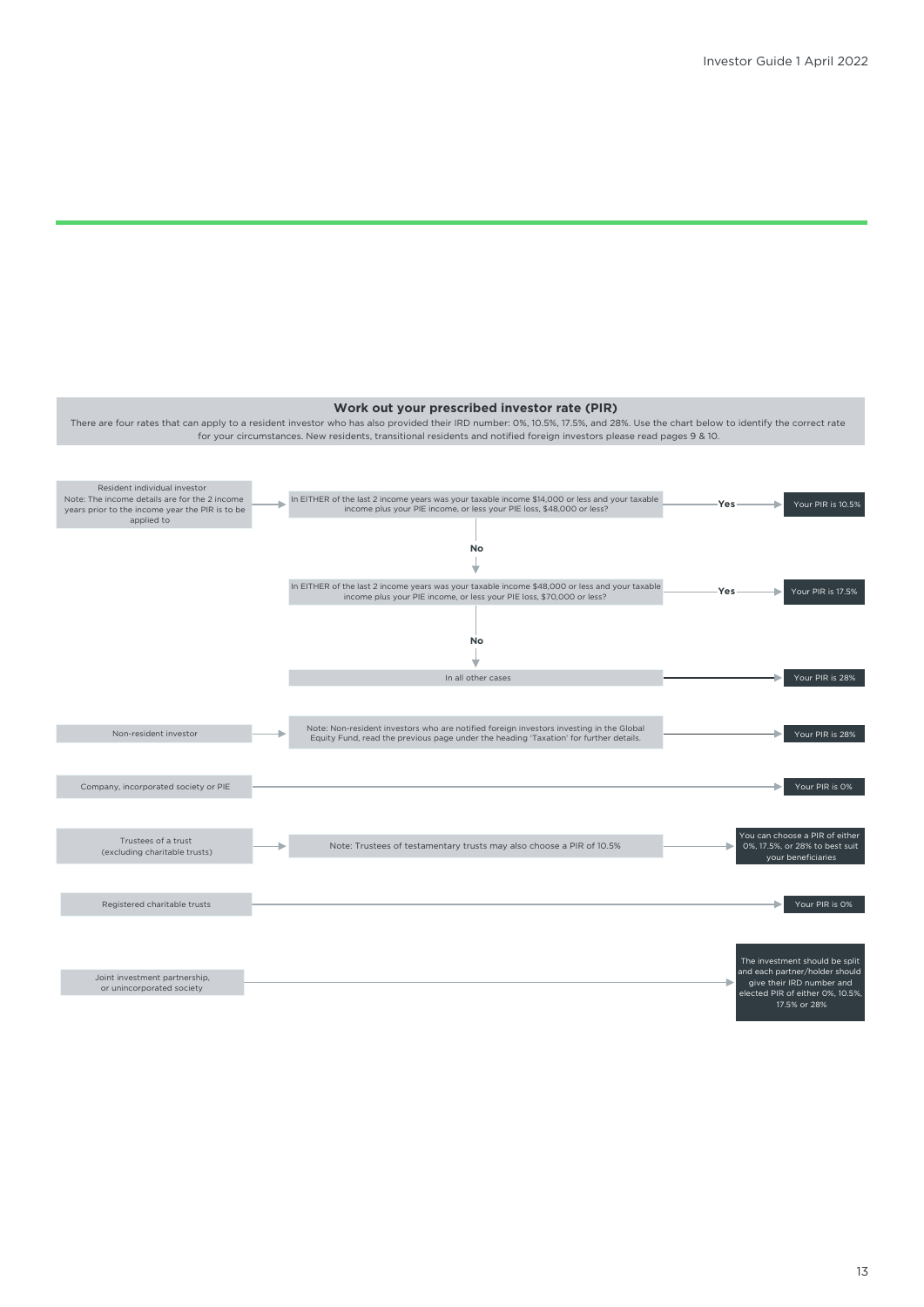## Work out your prescribed investor rate (PIR)

There are four rates that can apply to a resident investor who has also provided their IRD number: 0%, 10.5%, 17.5%, and 28%. Use the chart below to identify the correct rate for your circumstances. New residents, transitional residents and notified foreign investors please read pages 9 & 10.

**Resident individual investor**
Note: The income details are for the 2 income years prior to the income year the PIR is to be applied to

- In EITHER of the last 2 income years was your taxable income $14,000 or less and your taxable income plus your PIE income, or less your PIE loss, $48,000 or less?
  - **Yes** → Your PIR is 10.5%
  - **No** ↓
- In EITHER of the last 2 income years was your taxable income $48,000 or less and your taxable income plus your PIE income, or less your PIE loss, $70,000 or less?
  - **Yes** → Your PIR is 17.5%
  - **No** ↓
- In all other cases → Your PIR is 28%

**Non-resident investor**
Note: Non-resident investors who are notified foreign investors investing in the Global Equity Fund, read the previous page under the heading 'Taxation' for further details. → Your PIR is 28%

**Company, incorporated society or PIE** → Your PIR is 0%

**Trustees of a trust (excluding charitable trusts)**
Note: Trustees of testamentary trusts may also choose a PIR of 10.5% → You can choose a PIR of either 0%, 17.5%, or 28% to best suit your beneficiaries

**Registered charitable trusts** → Your PIR is 0%

**Joint investment partnership, or unincorporated society** → The investment should be split and each partner/holder should give their IRD number and elected PIR of either 0%, 10.5%, 17.5% or 28%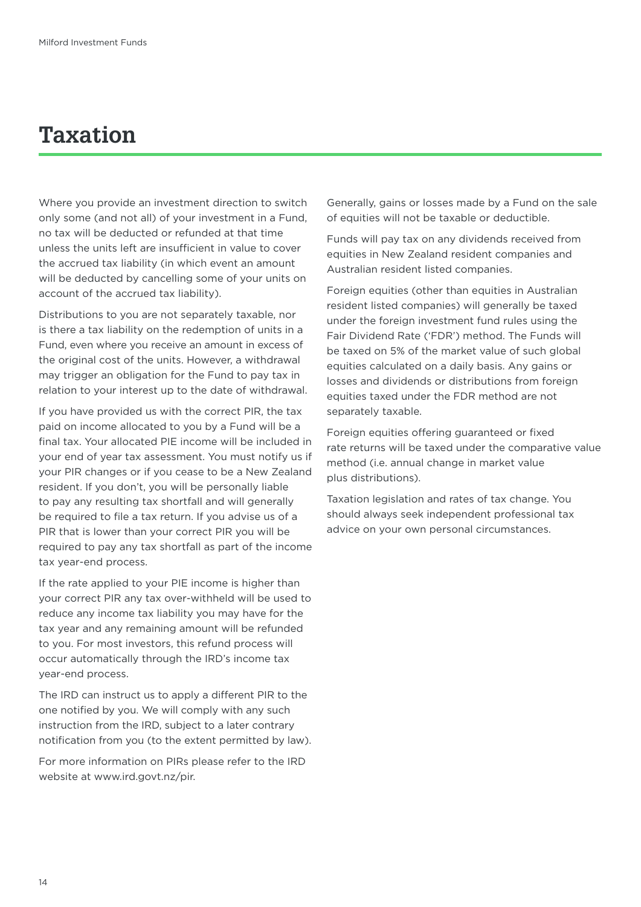# Taxation

Where you provide an investment direction to switch only some (and not all) of your investment in a Fund, no tax will be deducted or refunded at that time unless the units left are insufficient in value to cover the accrued tax liability (in which event an amount will be deducted by cancelling some of your units on account of the accrued tax liability).

Distributions to you are not separately taxable, nor is there a tax liability on the redemption of units in a Fund, even where you receive an amount in excess of the original cost of the units. However, a withdrawal may trigger an obligation for the Fund to pay tax in relation to your interest up to the date of withdrawal.

If you have provided us with the correct PIR, the tax paid on income allocated to you by a Fund will be a final tax. Your allocated PIE income will be included in your end of year tax assessment. You must notify us if your PIR changes or if you cease to be a New Zealand resident. If you don't, you will be personally liable to pay any resulting tax shortfall and will generally be required to file a tax return. If you advise us of a PIR that is lower than your correct PIR you will be required to pay any tax shortfall as part of the income tax year-end process.

If the rate applied to your PIE income is higher than your correct PIR any tax over-withheld will be used to reduce any income tax liability you may have for the tax year and any remaining amount will be refunded to you. For most investors, this refund process will occur automatically through the IRD's income tax year-end process.

The IRD can instruct us to apply a different PIR to the one notified by you. We will comply with any such instruction from the IRD, subject to a later contrary notification from you (to the extent permitted by law).

For more information on PIRs please refer to the IRD website at www.ird.govt.nz/pir.

Generally, gains or losses made by a Fund on the sale of equities will not be taxable or deductible.

Funds will pay tax on any dividends received from equities in New Zealand resident companies and Australian resident listed companies.

Foreign equities (other than equities in Australian resident listed companies) will generally be taxed under the foreign investment fund rules using the Fair Dividend Rate ('FDR') method. The Funds will be taxed on 5% of the market value of such global equities calculated on a daily basis. Any gains or losses and dividends or distributions from foreign equities taxed under the FDR method are not separately taxable.

Foreign equities offering guaranteed or fixed rate returns will be taxed under the comparative value method (i.e. annual change in market value plus distributions).

Taxation legislation and rates of tax change. You should always seek independent professional tax advice on your own personal circumstances.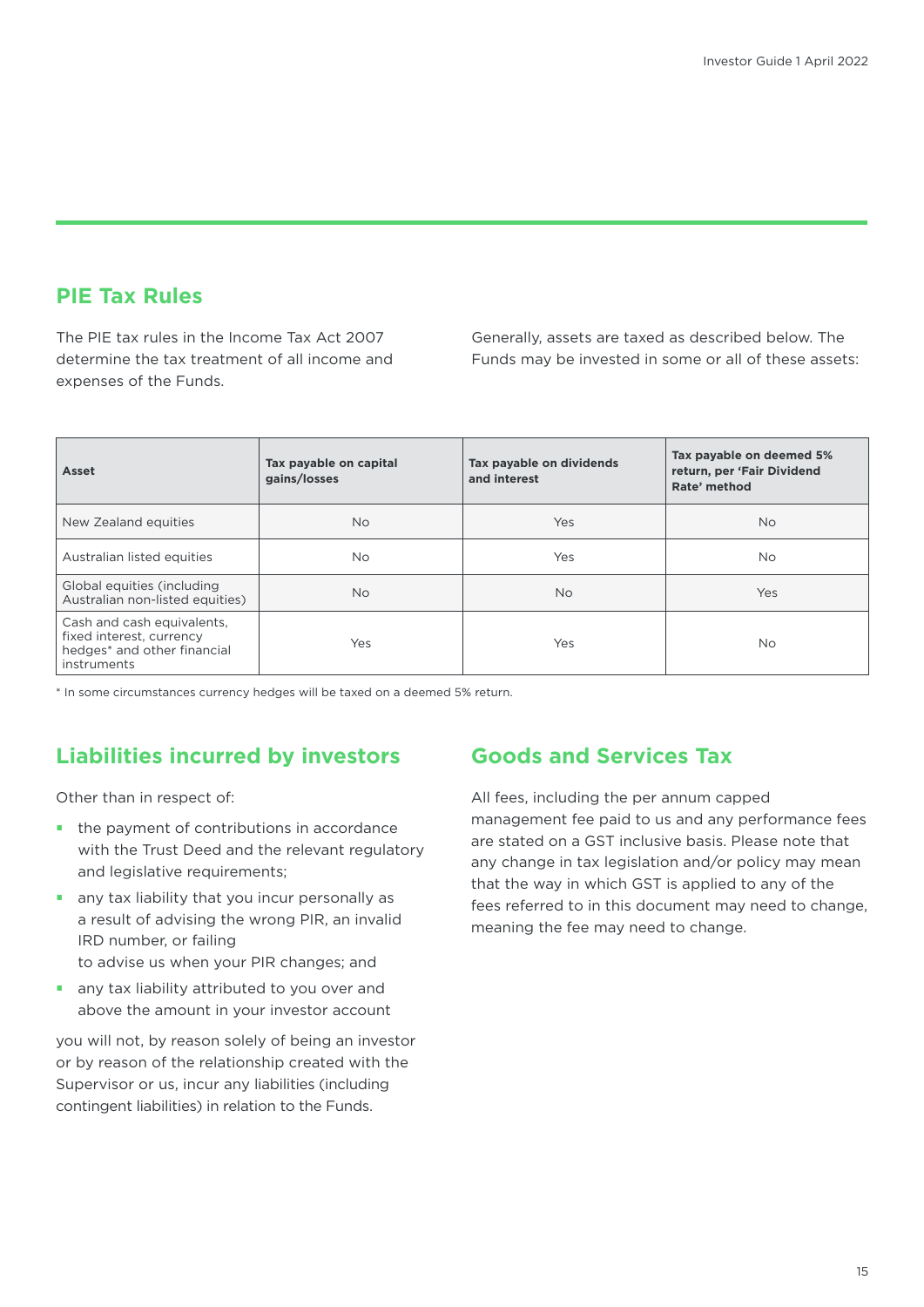## PIE Tax Rules

The PIE tax rules in the Income Tax Act 2007 determine the tax treatment of all income and expenses of the Funds.

Generally, assets are taxed as described below. The Funds may be invested in some or all of these assets:

| Asset | Tax payable on capital gains/losses | Tax payable on dividends and interest | Tax payable on deemed 5% return, per 'Fair Dividend Rate' method |
|---|---|---|---|
| New Zealand equities | No | Yes | No |
| Australian listed equities | No | Yes | No |
| Global equities (including Australian non-listed equities) | No | No | Yes |
| Cash and cash equivalents, fixed interest, currency hedges* and other financial instruments | Yes | Yes | No |

* In some circumstances currency hedges will be taxed on a deemed 5% return.

## Liabilities incurred by investors

Other than in respect of:

- the payment of contributions in accordance with the Trust Deed and the relevant regulatory and legislative requirements;
- any tax liability that you incur personally as a result of advising the wrong PIR, an invalid IRD number, or failing to advise us when your PIR changes; and
- any tax liability attributed to you over and above the amount in your investor account

you will not, by reason solely of being an investor or by reason of the relationship created with the Supervisor or us, incur any liabilities (including contingent liabilities) in relation to the Funds.

## Goods and Services Tax

All fees, including the per annum capped management fee paid to us and any performance fees are stated on a GST inclusive basis. Please note that any change in tax legislation and/or policy may mean that the way in which GST is applied to any of the fees referred to in this document may need to change, meaning the fee may need to change.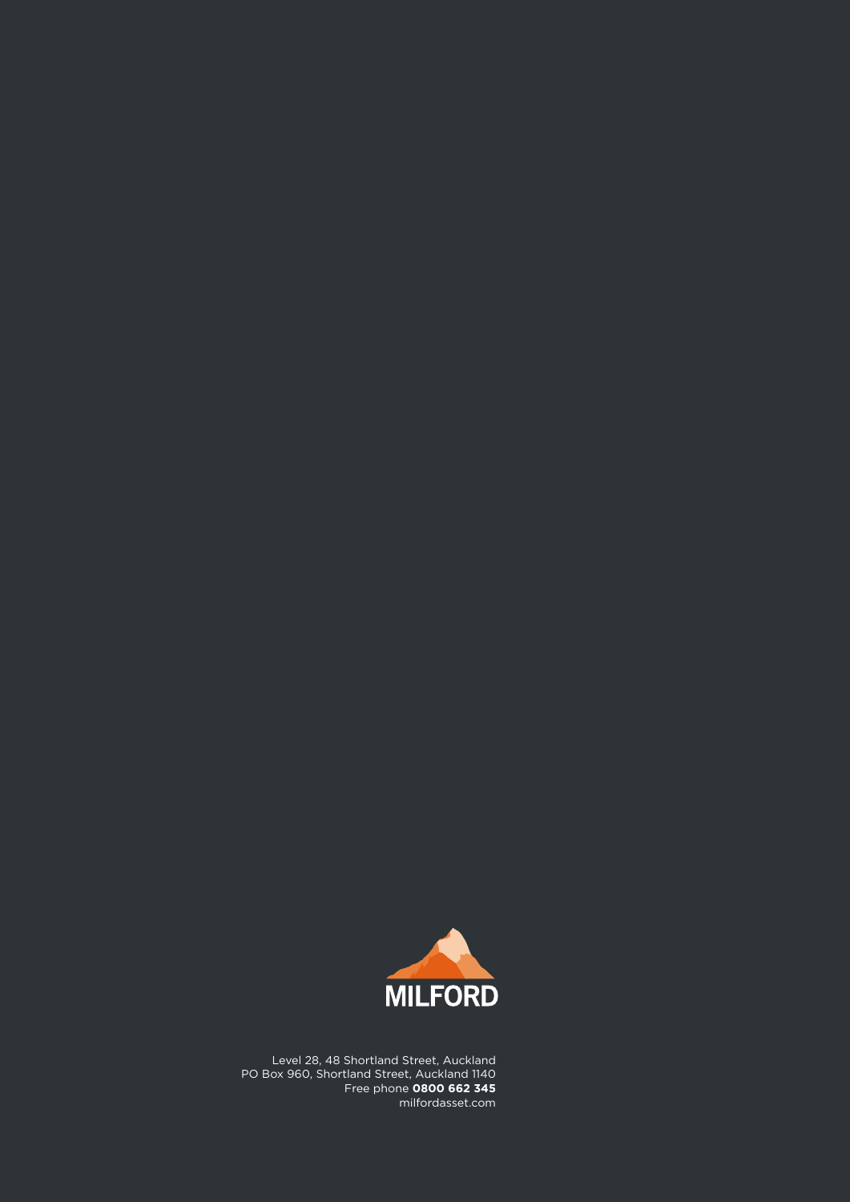MILFORD

Level 28, 48 Shortland Street, Auckland
PO Box 960, Shortland Street, Auckland 1140
Free phone **0800 662 345**
milfordasset.com